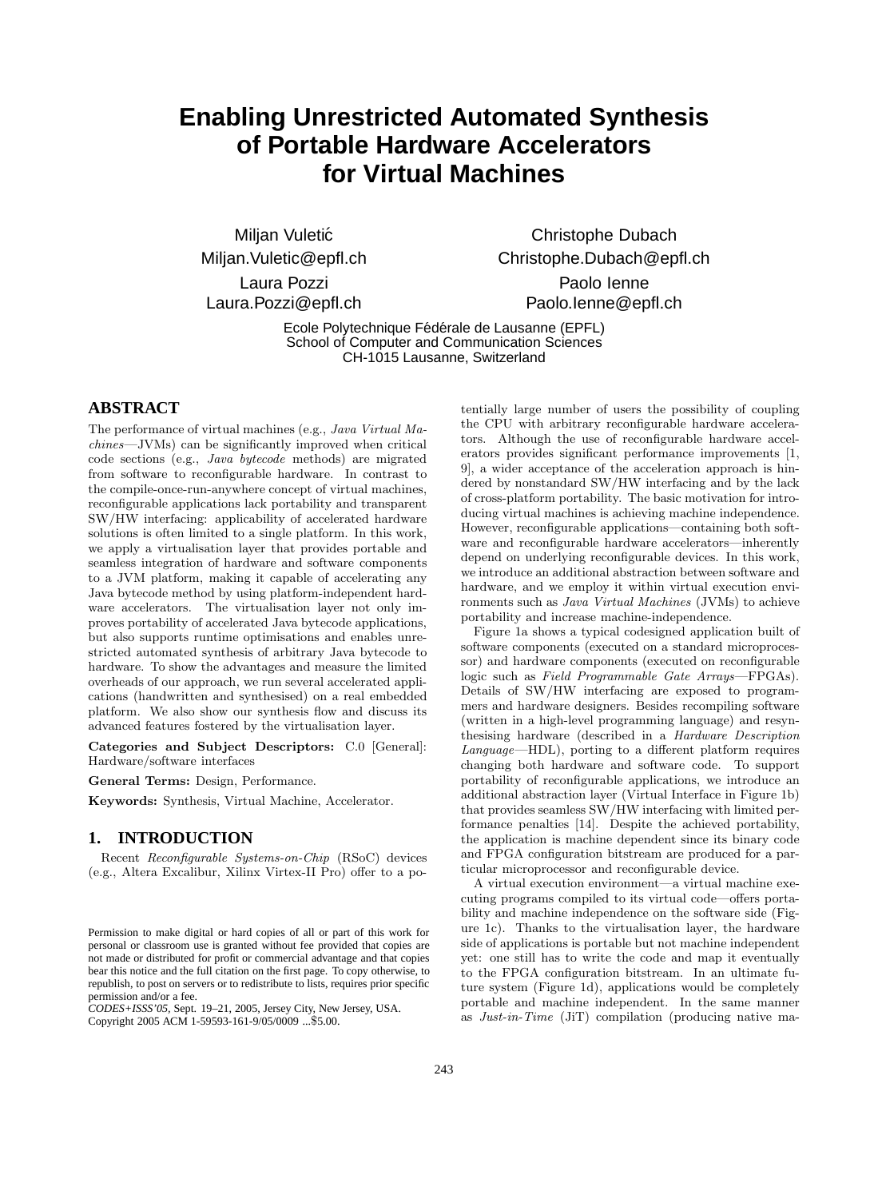# Enabling Unrestricted Automated Synthesis of Portable Hardware Accelerators for Virtual Machines

Miljan Vuletić
Miljan.Vuletic@epfl.ch

Christophe Dubach
Christophe.Dubach@epfl.ch

Laura Pozzi
Laura.Pozzi@epfl.ch

Paolo Ienne
Paolo.Ienne@epfl.ch

Ecole Polytechnique Fédérale de Lausanne (EPFL)
School of Computer and Communication Sciences
CH-1015 Lausanne, Switzerland

## ABSTRACT

The performance of virtual machines (e.g., *Java Virtual Machines*—JVMs) can be significantly improved when critical code sections (e.g., *Java bytecode* methods) are migrated from software to reconfigurable hardware. In contrast to the compile-once-run-anywhere concept of virtual machines, reconfigurable applications lack portability and transparent SW/HW interfacing: applicability of accelerated hardware solutions is often limited to a single platform. In this work, we apply a virtualisation layer that provides portable and seamless integration of hardware and software components to a JVM platform, making it capable of accelerating any Java bytecode method by using platform-independent hardware accelerators. The virtualisation layer not only improves portability of accelerated Java bytecode applications, but also supports runtime optimisations and enables unrestricted automated synthesis of arbitrary Java bytecode to hardware. To show the advantages and measure the limited overheads of our approach, we run several accelerated applications (handwritten and synthesised) on a real embedded platform. We also show our synthesis flow and discuss its advanced features fostered by the virtualisation layer.

**Categories and Subject Descriptors:** C.0 [General]: Hardware/software interfaces

**General Terms:** Design, Performance.

**Keywords:** Synthesis, Virtual Machine, Accelerator.

## 1. INTRODUCTION

Recent *Reconfigurable Systems-on-Chip* (RSoC) devices (e.g., Altera Excalibur, Xilinx Virtex-II Pro) offer to a potentially large number of users the possibility of coupling the CPU with arbitrary reconfigurable hardware accelerators. Although the use of reconfigurable hardware accelerators provides significant performance improvements [1, 9], a wider acceptance of the acceleration approach is hindered by nonstandard SW/HW interfacing and by the lack of cross-platform portability. The basic motivation for introducing virtual machines is achieving machine independence. However, reconfigurable applications—containing both software and reconfigurable hardware accelerators—inherently depend on underlying reconfigurable devices. In this work, we introduce an additional abstraction between software and hardware, and we employ it within virtual execution environments such as *Java Virtual Machines* (JVMs) to achieve portability and increase machine-independence.

Figure 1a shows a typical codesigned application built of software components (executed on a standard microprocessor) and hardware components (executed on reconfigurable logic such as *Field Programmable Gate Arrays*—FPGAs). Details of SW/HW interfacing are exposed to programmers and hardware designers. Besides recompiling software (written in a high-level programming language) and resynthesising hardware (described in a *Hardware Description Language*—HDL), porting to a different platform requires changing both hardware and software code. To support portability of reconfigurable applications, we introduce an additional abstraction layer (Virtual Interface in Figure 1b) that provides seamless SW/HW interfacing with limited performance penalties [14]. Despite the achieved portability, the application is machine dependent since its binary code and FPGA configuration bitstream are produced for a particular microprocessor and reconfigurable device.

A virtual execution environment—a virtual machine executing programs compiled to its virtual code—offers portability and machine independence on the software side (Figure 1c). Thanks to the virtualisation layer, the hardware side of applications is portable but not machine independent yet: one still has to write the code and map it eventually to the FPGA configuration bitstream. In an ultimate future system (Figure 1d), applications would be completely portable and machine independent. In the same manner as *Just-in-Time* (JiT) compilation (producing native ma-

Permission to make digital or hard copies of all or part of this work for personal or classroom use is granted without fee provided that copies are not made or distributed for profit or commercial advantage and that copies bear this notice and the full citation on the first page. To copy otherwise, to republish, to post on servers or to redistribute to lists, requires prior specific permission and/or a fee.
*CODES+ISSS'05*, Sept. 19–21, 2005, Jersey City, New Jersey, USA.
Copyright 2005 ACM 1-59593-161-9/05/0009 ...$5.00.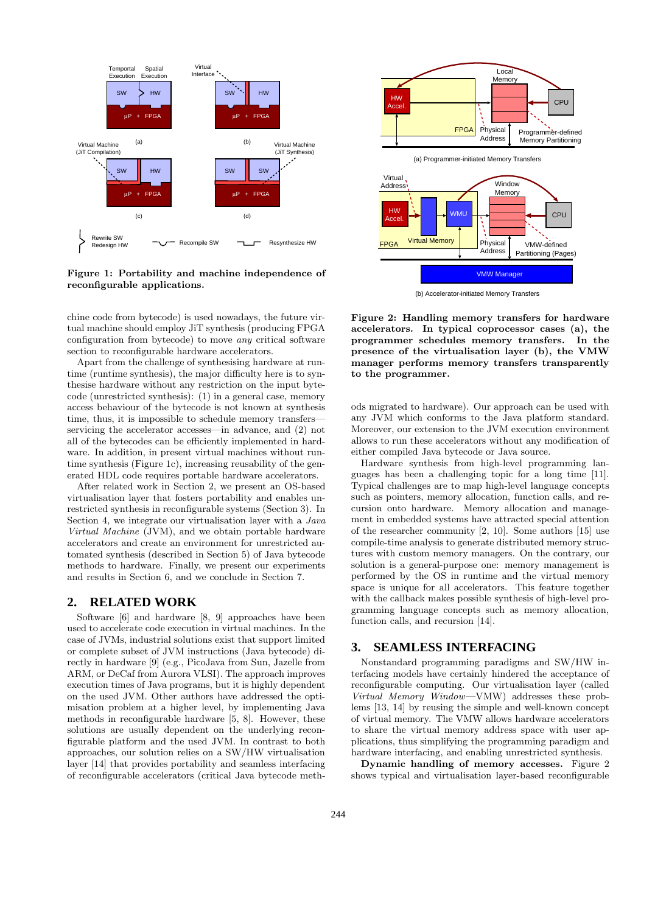**Figure 1: Portability and machine independence of reconfigurable applications.**

chine code from bytecode) is used nowadays, the future virtual machine should employ JiT synthesis (producing FPGA configuration from bytecode) to move *any* critical software section to reconfigurable hardware accelerators.

Apart from the challenge of synthesising hardware at runtime (runtime synthesis), the major difficulty here is to synthesise hardware without any restriction on the input bytecode (unrestricted synthesis): (1) in a general case, memory access behaviour of the bytecode is not known at synthesis time, thus, it is impossible to schedule memory transfers—servicing the accelerator accesses—in advance, and (2) not all of the bytecodes can be efficiently implemented in hardware. In addition, in present virtual machines without runtime synthesis (Figure 1c), increasing reusability of the generated HDL code requires portable hardware accelerators.

After related work in Section 2, we present an OS-based virtualisation layer that fosters portability and enables unrestricted synthesis in reconfigurable systems (Section 3). In Section 4, we integrate our virtualisation layer with a *Java Virtual Machine* (JVM), and we obtain portable hardware accelerators and create an environment for unrestricted automated synthesis (described in Section 5) of Java bytecode methods to hardware. Finally, we present our experiments and results in Section 6, and we conclude in Section 7.

## 2. RELATED WORK

Software [6] and hardware [8, 9] approaches have been used to accelerate code execution in virtual machines. In the case of JVMs, industrial solutions exist that support limited or complete subset of JVM instructions (Java bytecode) directly in hardware [9] (e.g., PicoJava from Sun, Jazelle from ARM, or DeCaf from Aurora VLSI). The approach improves execution times of Java programs, but it is highly dependent on the used JVM. Other authors have addressed the optimisation problem at a higher level, by implementing Java methods in reconfigurable hardware [5, 8]. However, these solutions are usually dependent on the underlying reconfigurable platform and the used JVM. In contrast to both approaches, our solution relies on a SW/HW virtualisation layer [14] that provides portability and seamless interfacing of reconfigurable accelerators (critical Java bytecode methods migrated to hardware). Our approach can be used with any JVM which conforms to the Java platform standard. Moreover, our extension to the JVM execution environment allows to run these accelerators without any modification of either compiled Java bytecode or Java source.

**Figure 2: Handling memory transfers for hardware accelerators. In typical coprocessor cases (a), the programmer schedules memory transfers. In the presence of the virtualisation layer (b), the VMW manager performs memory transfers transparently to the programmer.**

Hardware synthesis from high-level programming languages has been a challenging topic for a long time [11]. Typical challenges are to map high-level language concepts such as pointers, memory allocation, function calls, and recursion onto hardware. Memory allocation and management in embedded systems have attracted special attention of the researcher community [2, 10]. Some authors [15] use compile-time analysis to generate distributed memory structures with custom memory managers. On the contrary, our solution is a general-purpose one: memory management is performed by the OS in runtime and the virtual memory space is unique for all accelerators. This feature together with the callback makes possible synthesis of high-level programming language concepts such as memory allocation, function calls, and recursion [14].

## 3. SEAMLESS INTERFACING

Nonstandard programming paradigms and SW/HW interfacing models have certainly hindered the acceptance of reconfigurable computing. Our virtualisation layer (called *Virtual Memory Window*—VMW) addresses these problems [13, 14] by reusing the simple and well-known concept of virtual memory. The VMW allows hardware accelerators to share the virtual memory address space with user applications, thus simplifying the programming paradigm and hardware interfacing, and enabling unrestricted synthesis.

**Dynamic handling of memory accesses.** Figure 2 shows typical and virtualisation layer-based reconfigurable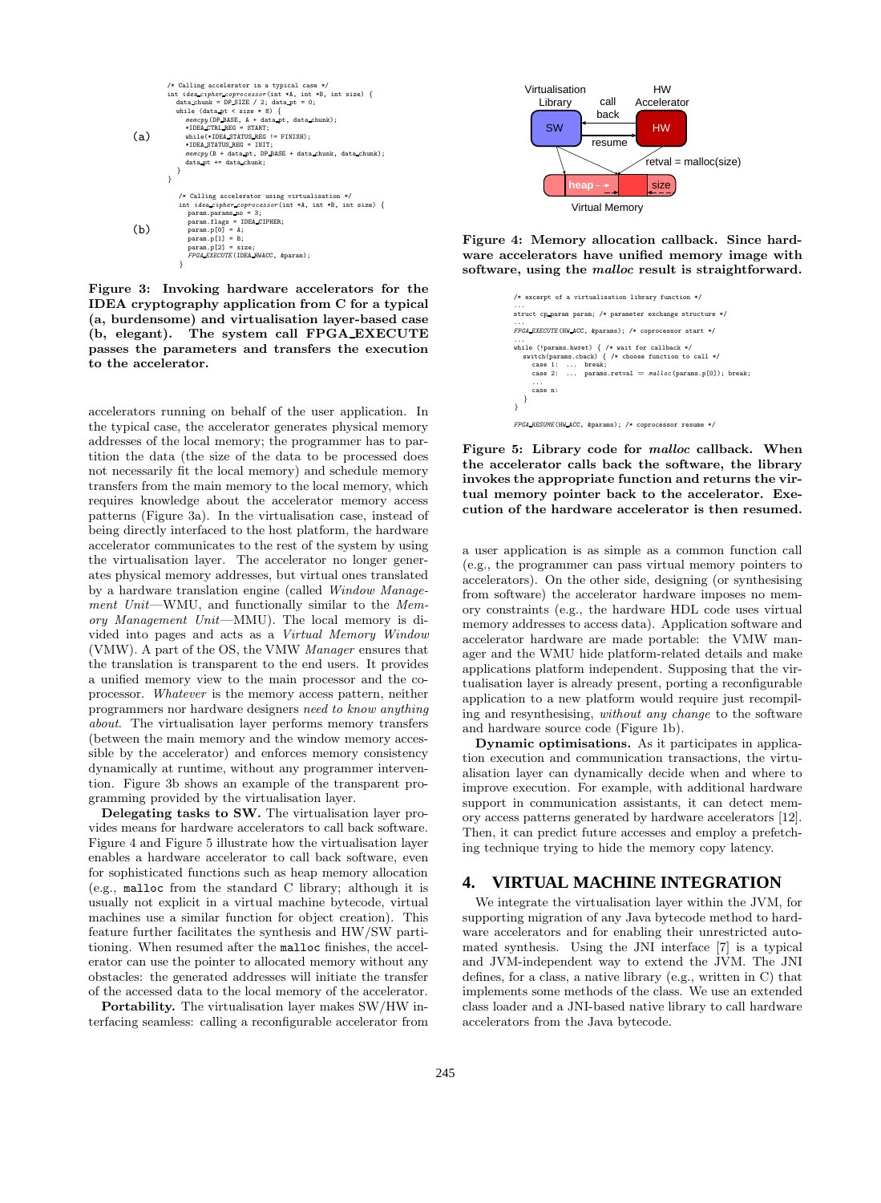```
/* Calling accelerator in a typical case */
int idea_cipher_coprocessor(int *A, int *B, int size) {
  data_chunk = DP_SIZE / 2; data_pt = 0;
  while (data_pt < size * 8) {
    memcpy(DP_BASE, A + data_pt, data_chunk);
    *IDEA_CTRL_REG = START;
    while(*IDEA_STATUS_REG != FINISH);
    *IDEA_STATUS_REG = INIT;
    memcpy(B + data_pt, DP_BASE + data_chunk, data_chunk);
    data_pt += data_chunk;
  }
}
```

(a)

```
/* Calling accelerator using virtualisation */
int idea_cipher_coprocessor(int *A, int *B, int size) {
  param.params_no = 3;
  param.flags = IDEA_CIPHER;
  param.p[0] = A;
  param.p[1] = B;
  param.p[2] = size;
  FPGA_EXECUTE(IDEA_HWACC, &param);
}
```

(b)

**Figure 3: Invoking hardware accelerators for the IDEA cryptography application from C for a typical (a, burdensome) and virtualisation layer-based case (b, elegant). The system call FPGA_EXECUTE passes the parameters and transfers the execution to the accelerator.**

accelerators running on behalf of the user application. In the typical case, the accelerator generates physical memory addresses of the local memory; the programmer has to partition the data (the size of the data to be processed does not necessarily fit the local memory) and schedule memory transfers from the main memory to the local memory, which requires knowledge about the accelerator memory access patterns (Figure 3a). In the virtualisation case, instead of being directly interfaced to the host platform, the hardware accelerator communicates to the rest of the system by using the virtualisation layer. The accelerator no longer generates physical memory addresses, but virtual ones translated by a hardware translation engine (called *Window Management Unit*—WMU, and functionally similar to the *Memory Management Unit*—MMU). The local memory is divided into pages and acts as a *Virtual Memory Window* (VMW). A part of the OS, the VMW *Manager* ensures that the translation is transparent to the end users. It provides a unified memory view to the main processor and the coprocessor. *Whatever* is the memory access pattern, neither programmers nor hardware designers *need to know anything about*. The virtualisation layer performs memory transfers (between the main memory and the window memory accessible by the accelerator) and enforces memory consistency dynamically at runtime, without any programmer intervention. Figure 3b shows an example of the transparent programming provided by the virtualisation layer.

**Delegating tasks to SW.** The virtualisation layer provides means for hardware accelerators to call back software. Figure 4 and Figure 5 illustrate how the virtualisation layer enables a hardware accelerator to call back software, even for sophisticated functions such as heap memory allocation (e.g., malloc from the standard C library; although it is usually not explicit in a virtual machine bytecode, virtual machines use a similar function for object creation). This feature further facilitates the synthesis and HW/SW partitioning. When resumed after the malloc finishes, the accelerator can use the pointer to allocated memory without any obstacles: the generated addresses will initiate the transfer of the accessed data to the local memory of the accelerator.

**Portability.** The virtualisation layer makes SW/HW interfacing seamless: calling a reconfigurable accelerator from

Virtualisation Library
HW Accelerator
call back
SW
HW
resume
retval = malloc(size)
heap
size
Virtual Memory

**Figure 4: Memory allocation callback. Since hardware accelerators have unified memory image with software, using the *malloc* result is straightforward.**

```
/* excerpt of a virtualisation library function */
...
struct cp_param param; /* parameter exchange structure */
...
FPGA_EXECUTE(HW_ACC, &params); /* coprocessor start */
...
while (!params.hwret) { /* wait for callback */
  switch(params.cback) { /* choose function to call */
    case 1:  ...  break;
    case 2:  ...  params.retval = malloc(params.p[0]); break;
    ...
    case n:
  }
}

FPGA_RESUME(HW_ACC, &params); /* coprocessor resume */
```

**Figure 5: Library code for *malloc* callback. When the accelerator calls back the software, the library invokes the appropriate function and returns the virtual memory pointer back to the accelerator. Execution of the hardware accelerator is then resumed.**

a user application is as simple as a common function call (e.g., the programmer can pass virtual memory pointers to accelerators). On the other side, designing (or synthesising from software) the accelerator hardware imposes no memory constraints (e.g., the hardware HDL code uses virtual memory addresses to access data). Application software and accelerator hardware are made portable: the VMW manager and the WMU hide platform-related details and make applications platform independent. Supposing that the virtualisation layer is already present, porting a reconfigurable application to a new platform would require just recompiling and resynthesising, *without any change* to the software and hardware source code (Figure 1b).

**Dynamic optimisations.** As it participates in application execution and communication transactions, the virtualisation layer can dynamically decide when and where to improve execution. For example, with additional hardware support in communication assistants, it can detect memory access patterns generated by hardware accelerators [12]. Then, it can predict future accesses and employ a prefetching technique trying to hide the memory copy latency.

## 4. VIRTUAL MACHINE INTEGRATION

We integrate the virtualisation layer within the JVM, for supporting migration of any Java bytecode method to hardware accelerators and for enabling their unrestricted automated synthesis. Using the JNI interface [7] is a typical and JVM-independent way to extend the JVM. The JNI defines, for a class, a native library (e.g., written in C) that implements some methods of the class. We use an extended class loader and a JNI-based native library to call hardware accelerators from the Java bytecode.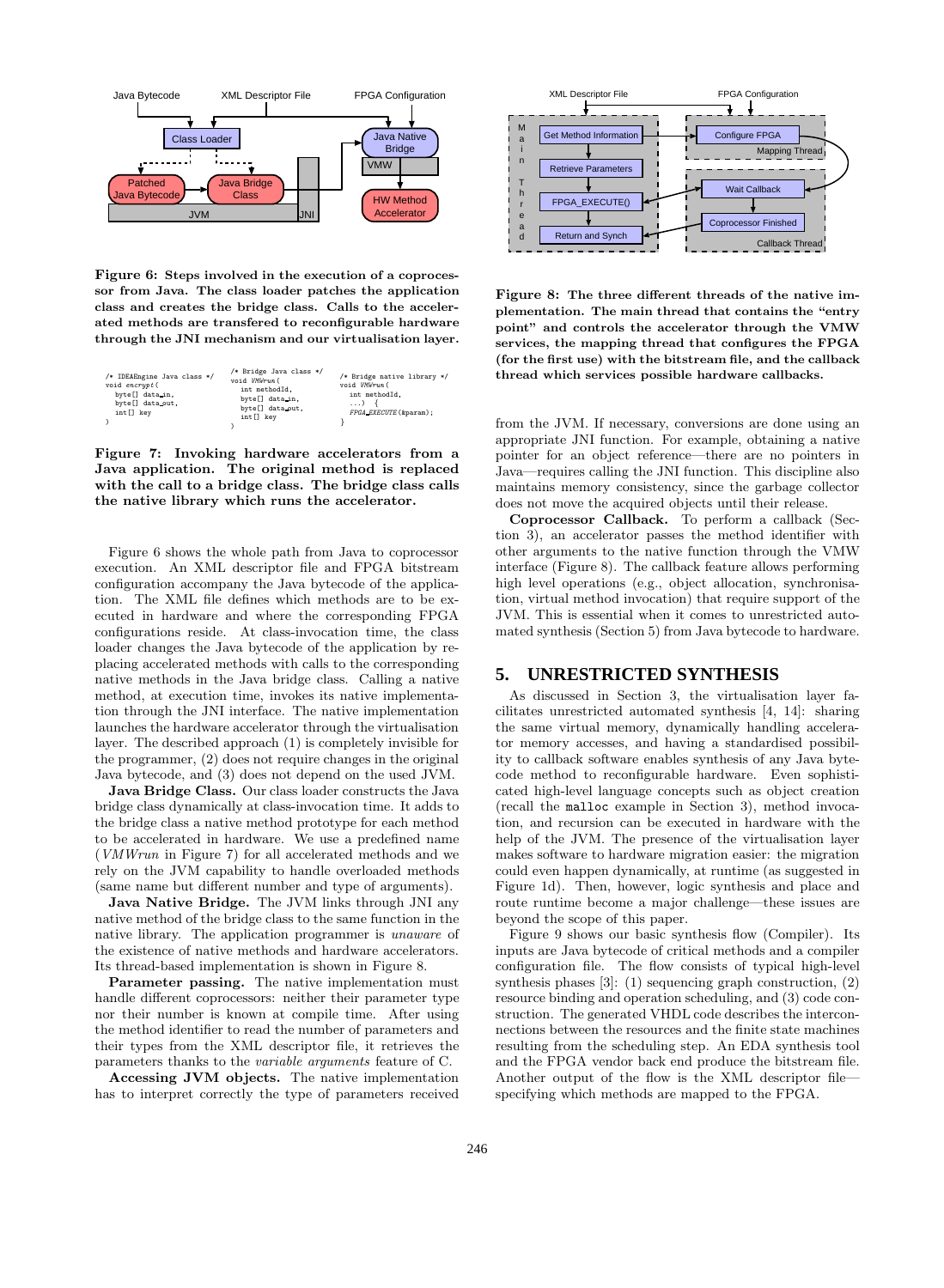Java Bytecode    XML Descriptor File    FPGA Configuration

Figure 6: Steps involved in the execution of a coprocessor from Java. The class loader patches the application class and creates the bridge class. Calls to the accelerated methods are transfered to reconfigurable hardware through the JNI mechanism and our virtualisation layer.

```
/* IDEAEngine Java class */
void encrypt(
  byte[] data_in,
  byte[] data_out,
  int[] key
)
```

```
/* Bridge Java class */
void VMWrun(
  int methodId,
  byte[] data_in,
  byte[] data_out,
  int[] key
)
```

```
/* Bridge native library */
void VMWrun(
  int methodId,
  ...) {
  FPGA_EXECUTE(&param);
}
```

Figure 7: Invoking hardware accelerators from a Java application. The original method is replaced with the call to a bridge class. The bridge class calls the native library which runs the accelerator.

Figure 6 shows the whole path from Java to coprocessor execution. An XML descriptor file and FPGA bitstream configuration accompany the Java bytecode of the application. The XML file defines which methods are to be executed in hardware and where the corresponding FPGA configurations reside. At class-invocation time, the class loader changes the Java bytecode of the application by replacing accelerated methods with calls to the corresponding native methods in the Java bridge class. Calling a native method, at execution time, invokes its native implementation through the JNI interface. The native implementation launches the hardware accelerator through the virtualisation layer. The described approach (1) is completely invisible for the programmer, (2) does not require changes in the original Java bytecode, and (3) does not depend on the used JVM.

**Java Bridge Class.** Our class loader constructs the Java bridge class dynamically at class-invocation time. It adds to the bridge class a native method prototype for each method to be accelerated in hardware. We use a predefined name (*VMWrun* in Figure 7) for all accelerated methods and we rely on the JVM capability to handle overloaded methods (same name but different number and type of arguments).

**Java Native Bridge.** The JVM links through JNI any native method of the bridge class to the same function in the native library. The application programmer is *unaware* of the existence of native methods and hardware accelerators. Its thread-based implementation is shown in Figure 8.

**Parameter passing.** The native implementation must handle different coprocessors: neither their parameter type nor their number is known at compile time. After using the method identifier to read the number of parameters and their types from the XML descriptor file, it retrieves the parameters thanks to the *variable arguments* feature of C.

**Accessing JVM objects.** The native implementation has to interpret correctly the type of parameters received

Figure 8: The three different threads of the native implementation. The main thread that contains the "entry point" and controls the accelerator through the VMW services, the mapping thread that configures the FPGA (for the first use) with the bitstream file, and the callback thread which services possible hardware callbacks.

from the JVM. If necessary, conversions are done using an appropriate JNI function. For example, obtaining a native pointer for an object reference—there are no pointers in Java—requires calling the JNI function. This discipline also maintains memory consistency, since the garbage collector does not move the acquired objects until their release.

**Coprocessor Callback.** To perform a callback (Section 3), an accelerator passes the method identifier with other arguments to the native function through the VMW interface (Figure 8). The callback feature allows performing high level operations (e.g., object allocation, synchronisation, virtual method invocation) that require support of the JVM. This is essential when it comes to unrestricted automated synthesis (Section 5) from Java bytecode to hardware.

## 5. UNRESTRICTED SYNTHESIS

As discussed in Section 3, the virtualisation layer facilitates unrestricted automated synthesis [4, 14]: sharing the same virtual memory, dynamically handling accelerator memory accesses, and having a standardised possibility to callback software enables synthesis of any Java bytecode method to reconfigurable hardware. Even sophisticated high-level language concepts such as object creation (recall the `malloc` example in Section 3), method invocation, and recursion can be executed in hardware with the help of the JVM. The presence of the virtualisation layer makes software to hardware migration easier: the migration could even happen dynamically, at runtime (as suggested in Figure 1d). Then, however, logic synthesis and place and route runtime become a major challenge—these issues are beyond the scope of this paper.

Figure 9 shows our basic synthesis flow (Compiler). Its inputs are Java bytecode of critical methods and a compiler configuration file. The flow consists of typical high-level synthesis phases [3]: (1) sequencing graph construction, (2) resource binding and operation scheduling, and (3) code construction. The generated VHDL code describes the interconnections between the resources and the finite state machines resulting from the scheduling step. An EDA synthesis tool and the FPGA vendor back end produce the bitstream file. Another output of the flow is the XML descriptor file—specifying which methods are mapped to the FPGA.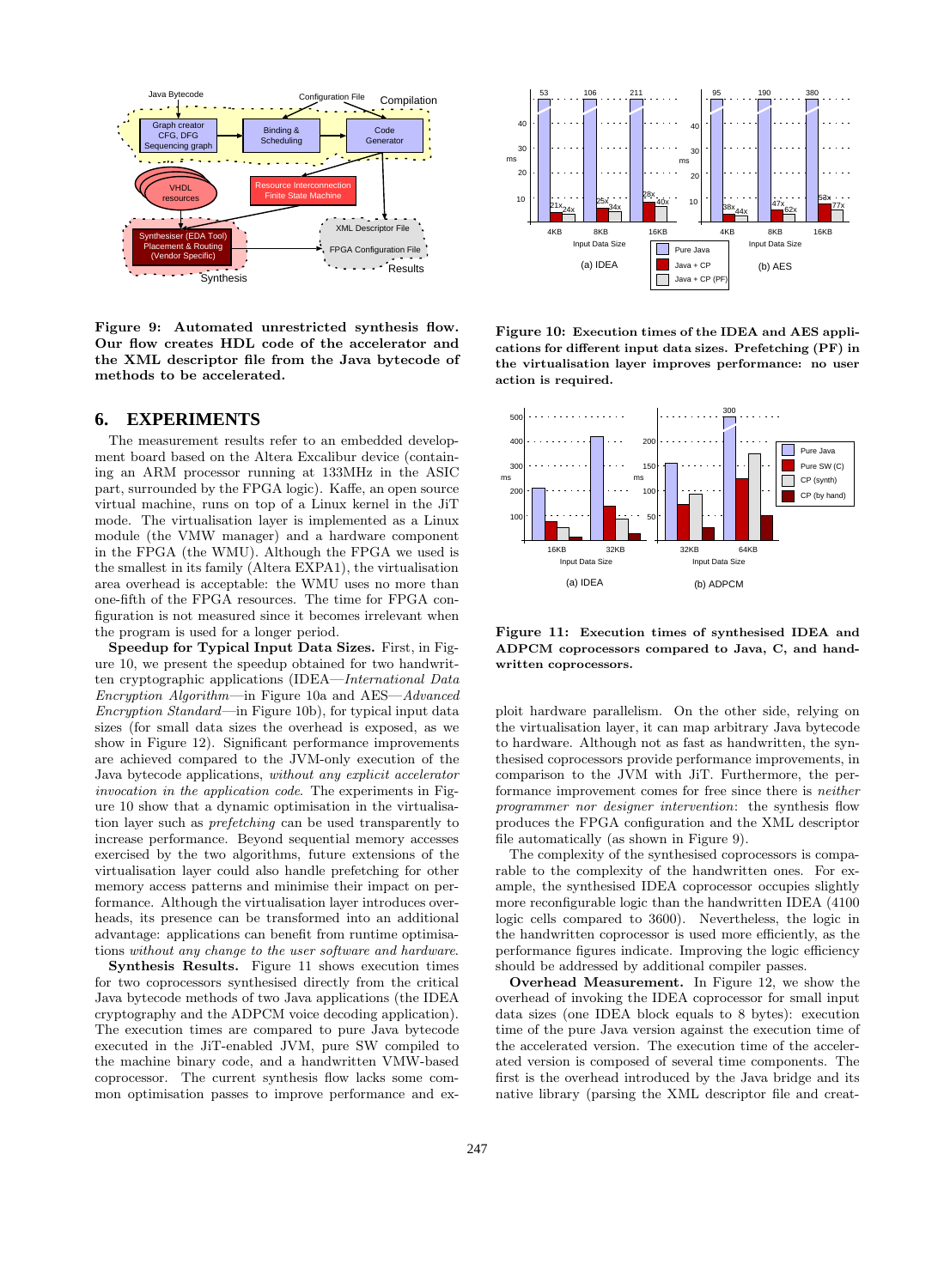**Figure 9: Automated unrestricted synthesis flow. Our flow creates HDL code of the accelerator and the XML descriptor file from the Java bytecode of methods to be accelerated.**

**Figure 10: Execution times of the IDEA and AES applications for different input data sizes. Prefetching (PF) in the virtualisation layer improves performance: no user action is required.**

**Figure 11: Execution times of synthesised IDEA and ADPCM coprocessors compared to Java, C, and handwritten coprocessors.**

## 6. EXPERIMENTS

The measurement results refer to an embedded development board based on the Altera Excalibur device (containing an ARM processor running at 133MHz in the ASIC part, surrounded by the FPGA logic). Kaffe, an open source virtual machine, runs on top of a Linux kernel in the JiT mode. The virtualisation layer is implemented as a Linux module (the VMW manager) and a hardware component in the FPGA (the WMU). Although the FPGA we used is the smallest in its family (Altera EXPA1), the virtualisation area overhead is acceptable: the WMU uses no more than one-fifth of the FPGA resources. The time for FPGA configuration is not measured since it becomes irrelevant when the program is used for a longer period.

**Speedup for Typical Input Data Sizes.** First, in Figure 10, we present the speedup obtained for two handwritten cryptographic applications (IDEA—*International Data Encryption Algorithm*—in Figure 10a and AES—*Advanced Encryption Standard*—in Figure 10b), for typical input data sizes (for small data sizes the overhead is exposed, as we show in Figure 12). Significant performance improvements are achieved compared to the JVM-only execution of the Java bytecode applications, *without any explicit accelerator invocation in the application code*. The experiments in Figure 10 show that a dynamic optimisation in the virtualisation layer such as *prefetching* can be used transparently to increase performance. Beyond sequential memory accesses exercised by the two algorithms, future extensions of the virtualisation layer could also handle prefetching for other memory access patterns and minimise their impact on performance. Although the virtualisation layer introduces overheads, its presence can be transformed into an additional advantage: applications can benefit from runtime optimisations *without any change to the user software and hardware*.

**Synthesis Results.** Figure 11 shows execution times for two coprocessors synthesised directly from the critical Java bytecode methods of two Java applications (the IDEA cryptography and the ADPCM voice decoding application). The execution times are compared to pure Java bytecode executed in the JiT-enabled JVM, pure SW compiled to the machine binary code, and a handwritten VMW-based coprocessor. The current synthesis flow lacks some common optimisation passes to improve performance and exploit hardware parallelism. On the other side, relying on the virtualisation layer, it can map arbitrary Java bytecode to hardware. Although not as fast as handwritten, the synthesised coprocessors provide performance improvements, in comparison to the JVM with JiT. Furthermore, the performance improvement comes for free since there is *neither programmer nor designer intervention*: the synthesis flow produces the FPGA configuration and the XML descriptor file automatically (as shown in Figure 9).

The complexity of the synthesised coprocessors is comparable to the complexity of the handwritten ones. For example, the synthesised IDEA coprocessor occupies slightly more reconfigurable logic than the handwritten IDEA (4100 logic cells compared to 3600). Nevertheless, the logic in the handwritten coprocessor is used more efficiently, as the performance figures indicate. Improving the logic efficiency should be addressed by additional compiler passes.

**Overhead Measurement.** In Figure 12, we show the overhead of invoking the IDEA coprocessor for small input data sizes (one IDEA block equals to 8 bytes): execution time of the pure Java version against the execution time of the accelerated version. The execution time of the accelerated version is composed of several time components. The first is the overhead introduced by the Java bridge and its native library (parsing the XML descriptor file and creat-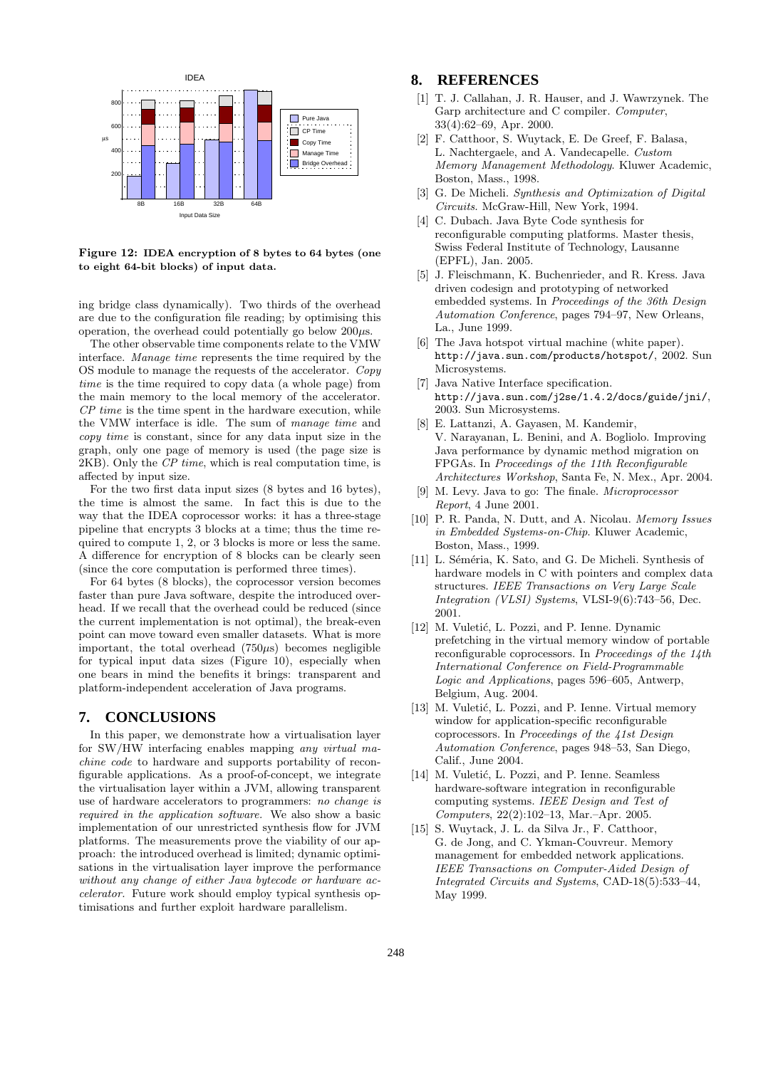IDEA

800

600

µs

400

200

8B

16B

32B

64B

Input Data Size

Pure Java

CP Time

Copy Time

Manage Time

Bridge Overhead

**Figure 12: IDEA encryption of 8 bytes to 64 bytes (one to eight 64-bit blocks) of input data.**

ing bridge class dynamically). Two thirds of the overhead are due to the configuration file reading; by optimising this operation, the overhead could potentially go below 200$\mu$s.

The other observable time components relate to the VMW interface. *Manage time* represents the time required by the OS module to manage the requests of the accelerator. *Copy time* is the time required to copy data (a whole page) from the main memory to the local memory of the accelerator. *CP time* is the time spent in the hardware execution, while the VMW interface is idle. The sum of *manage time* and *copy time* is constant, since for any data input size in the graph, only one page of memory is used (the page size is 2KB). Only the *CP time*, which is real computation time, is affected by input size.

For the two first data input sizes (8 bytes and 16 bytes), the time is almost the same. In fact this is due to the way that the IDEA coprocessor works: it has a three-stage pipeline that encrypts 3 blocks at a time; thus the time required to compute 1, 2, or 3 blocks is more or less the same. A difference for encryption of 8 blocks can be clearly seen (since the core computation is performed three times).

For 64 bytes (8 blocks), the coprocessor version becomes faster than pure Java software, despite the introduced overhead. If we recall that the overhead could be reduced (since the current implementation is not optimal), the break-even point can move toward even smaller datasets. What is more important, the total overhead (750$\mu$s) becomes negligible for typical input data sizes (Figure 10), especially when one bears in mind the benefits it brings: transparent and platform-independent acceleration of Java programs.

## 7. CONCLUSIONS

In this paper, we demonstrate how a virtualisation layer for SW/HW interfacing enables mapping *any virtual machine code* to hardware and supports portability of reconfigurable applications. As a proof-of-concept, we integrate the virtualisation layer within a JVM, allowing transparent use of hardware accelerators to programmers: *no change is required in the application software*. We also show a basic implementation of our unrestricted synthesis flow for JVM platforms. The measurements prove the viability of our approach: the introduced overhead is limited; dynamic optimisations in the virtualisation layer improve the performance *without any change of either Java bytecode or hardware accelerator.* Future work should employ typical synthesis optimisations and further exploit hardware parallelism.

## 8. REFERENCES

[1] T. J. Callahan, J. R. Hauser, and J. Wawrzynek. The Garp architecture and C compiler. *Computer*, 33(4):62–69, Apr. 2000.

[2] F. Catthoor, S. Wuytack, E. De Greef, F. Balasa, L. Nachtergaele, and A. Vandecapelle. *Custom Memory Management Methodology*. Kluwer Academic, Boston, Mass., 1998.

[3] G. De Micheli. *Synthesis and Optimization of Digital Circuits*. McGraw-Hill, New York, 1994.

[4] C. Dubach. Java Byte Code synthesis for reconfigurable computing platforms. Master thesis, Swiss Federal Institute of Technology, Lausanne (EPFL), Jan. 2005.

[5] J. Fleischmann, K. Buchenrieder, and R. Kress. Java driven codesign and prototyping of networked embedded systems. In *Proceedings of the 36th Design Automation Conference*, pages 794–97, New Orleans, La., June 1999.

[6] The Java hotspot virtual machine (white paper). http://java.sun.com/products/hotspot/, 2002. Sun Microsystems.

[7] Java Native Interface specification. http://java.sun.com/j2se/1.4.2/docs/guide/jni/, 2003. Sun Microsystems.

[8] E. Lattanzi, A. Gayasen, M. Kandemir, V. Narayanan, L. Benini, and A. Bogliolo. Improving Java performance by dynamic method migration on FPGAs. In *Proceedings of the 11th Reconfigurable Architectures Workshop*, Santa Fe, N. Mex., Apr. 2004.

[9] M. Levy. Java to go: The finale. *Microprocessor Report*, 4 June 2001.

[10] P. R. Panda, N. Dutt, and A. Nicolau. *Memory Issues in Embedded Systems-on-Chip*. Kluwer Academic, Boston, Mass., 1999.

[11] L. Séméria, K. Sato, and G. De Micheli. Synthesis of hardware models in C with pointers and complex data structures. *IEEE Transactions on Very Large Scale Integration (VLSI) Systems*, VLSI-9(6):743–56, Dec. 2001.

[12] M. Vuletić, L. Pozzi, and P. Ienne. Dynamic prefetching in the virtual memory window of portable reconfigurable coprocessors. In *Proceedings of the 14th International Conference on Field-Programmable Logic and Applications*, pages 596–605, Antwerp, Belgium, Aug. 2004.

[13] M. Vuletić, L. Pozzi, and P. Ienne. Virtual memory window for application-specific reconfigurable coprocessors. In *Proceedings of the 41st Design Automation Conference*, pages 948–53, San Diego, Calif., June 2004.

[14] M. Vuletić, L. Pozzi, and P. Ienne. Seamless hardware-software integration in reconfigurable computing systems. *IEEE Design and Test of Computers*, 22(2):102–13, Mar.–Apr. 2005.

[15] S. Wuytack, J. L. da Silva Jr., F. Catthoor, G. de Jong, and C. Ykman-Couvreur. Memory management for embedded network applications. *IEEE Transactions on Computer-Aided Design of Integrated Circuits and Systems*, CAD-18(5):533–44, May 1999.